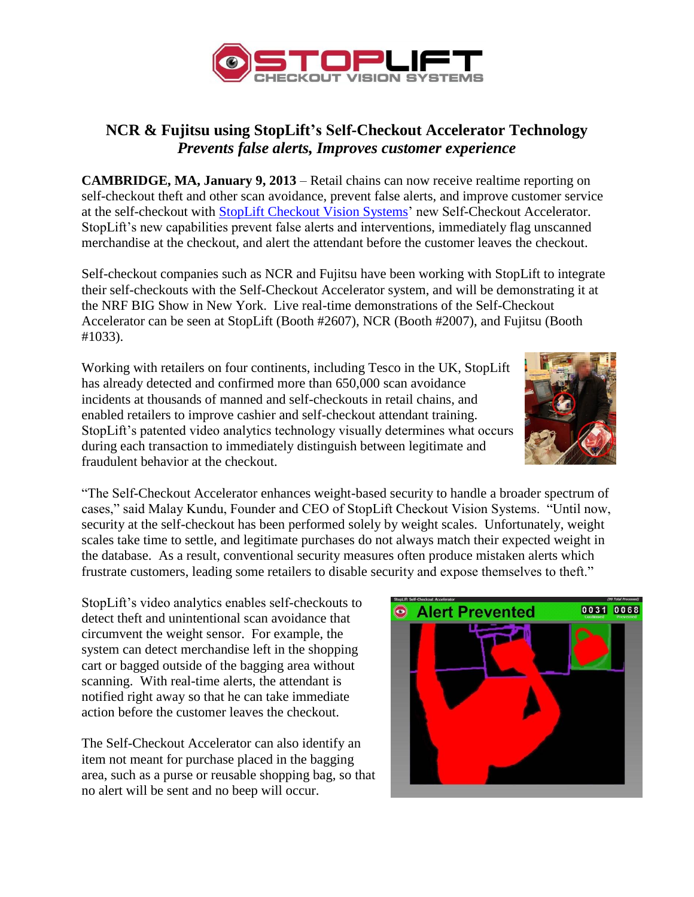# NCR & Fujitsu using StopLift's Self-Checkout Accelerator Technology

***Prevents false alerts, Improves customer experience***

**CAMBRIDGE, MA, January 9, 2013** – Retail chains can now receive realtime reporting on self-checkout theft and other scan avoidance, prevent false alerts, and improve customer service at the self-checkout with StopLift Checkout Vision Systems' new Self-Checkout Accelerator. StopLift's new capabilities prevent false alerts and interventions, immediately flag unscanned merchandise at the checkout, and alert the attendant before the customer leaves the checkout.

Self-checkout companies such as NCR and Fujitsu have been working with StopLift to integrate their self-checkouts with the Self-Checkout Accelerator system, and will be demonstrating it at the NRF BIG Show in New York. Live real-time demonstrations of the Self-Checkout Accelerator can be seen at StopLift (Booth #2607), NCR (Booth #2007), and Fujitsu (Booth #1033).

Working with retailers on four continents, including Tesco in the UK, StopLift has already detected and confirmed more than 650,000 scan avoidance incidents at thousands of manned and self-checkouts in retail chains, and enabled retailers to improve cashier and self-checkout attendant training. StopLift's patented video analytics technology visually determines what occurs during each transaction to immediately distinguish between legitimate and fraudulent behavior at the checkout.

"The Self-Checkout Accelerator enhances weight-based security to handle a broader spectrum of cases," said Malay Kundu, Founder and CEO of StopLift Checkout Vision Systems. "Until now, security at the self-checkout has been performed solely by weight scales. Unfortunately, weight scales take time to settle, and legitimate purchases do not always match their expected weight in the database. As a result, conventional security measures often produce mistaken alerts which frustrate customers, leading some retailers to disable security and expose themselves to theft."

StopLift's video analytics enables self-checkouts to detect theft and unintentional scan avoidance that circumvent the weight sensor. For example, the system can detect merchandise left in the shopping cart or bagged outside of the bagging area without scanning. With real-time alerts, the attendant is notified right away so that he can take immediate action before the customer leaves the checkout.

The Self-Checkout Accelerator can also identify an item not meant for purchase placed in the bagging area, such as a purse or reusable shopping bag, so that no alert will be sent and no beep will occur.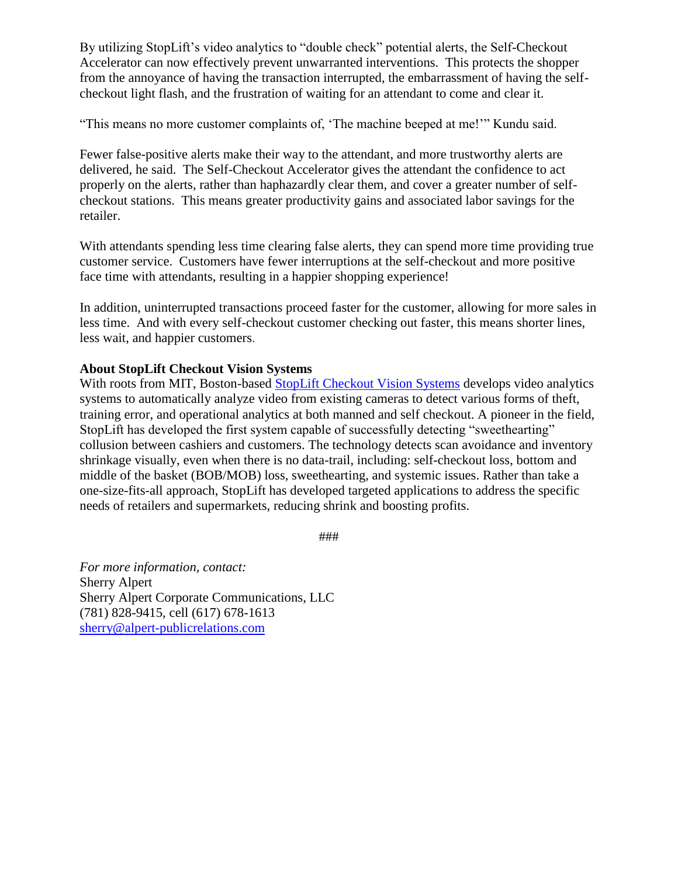By utilizing StopLift's video analytics to "double check" potential alerts, the Self-Checkout Accelerator can now effectively prevent unwarranted interventions. This protects the shopper from the annoyance of having the transaction interrupted, the embarrassment of having the self-checkout light flash, and the frustration of waiting for an attendant to come and clear it.

"This means no more customer complaints of, 'The machine beeped at me!'" Kundu said.

Fewer false-positive alerts make their way to the attendant, and more trustworthy alerts are delivered, he said. The Self-Checkout Accelerator gives the attendant the confidence to act properly on the alerts, rather than haphazardly clear them, and cover a greater number of self-checkout stations. This means greater productivity gains and associated labor savings for the retailer.

With attendants spending less time clearing false alerts, they can spend more time providing true customer service. Customers have fewer interruptions at the self-checkout and more positive face time with attendants, resulting in a happier shopping experience!

In addition, uninterrupted transactions proceed faster for the customer, allowing for more sales in less time. And with every self-checkout customer checking out faster, this means shorter lines, less wait, and happier customers.

**About StopLift Checkout Vision Systems**

With roots from MIT, Boston-based [StopLift Checkout Vision Systems] develops video analytics systems to automatically analyze video from existing cameras to detect various forms of theft, training error, and operational analytics at both manned and self checkout. A pioneer in the field, StopLift has developed the first system capable of successfully detecting "sweethearting" collusion between cashiers and customers. The technology detects scan avoidance and inventory shrinkage visually, even when there is no data-trail, including: self-checkout loss, bottom and middle of the basket (BOB/MOB) loss, sweethearting, and systemic issues. Rather than take a one-size-fits-all approach, StopLift has developed targeted applications to address the specific needs of retailers and supermarkets, reducing shrink and boosting profits.

###

*For more information, contact:*
Sherry Alpert
Sherry Alpert Corporate Communications, LLC
(781) 828-9415, cell (617) 678-1613
sherry@alpert-publicrelations.com